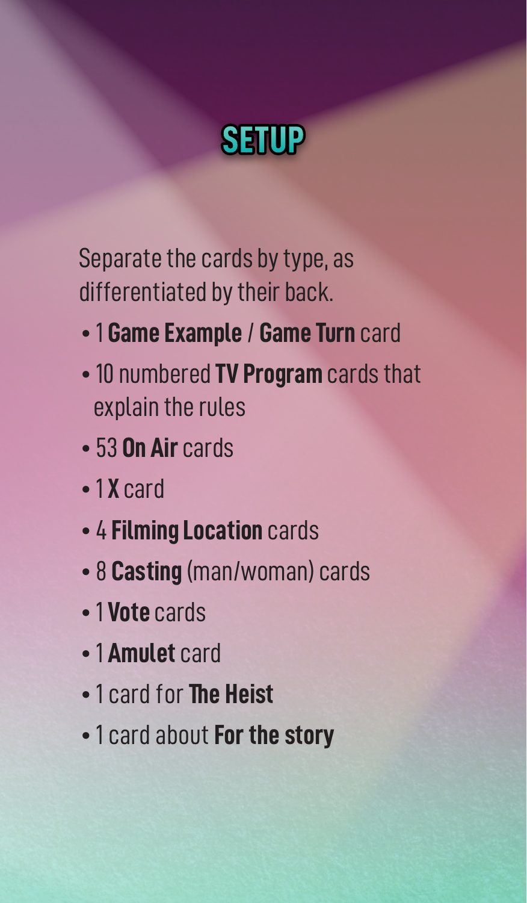# SETUP

Separate the cards by type, as differentiated by their back.

- 1 **Game Example / Game Turn** card
- 10 numbered **TV Program** cards that explain the rules
- 53 **On Air** cards
- 1 **X** card
- 4 **Filming Location** cards
- 8 **Casting** (man/woman) cards
- 1 **Vote** cards
- 1 **Amulet** card
- 1 card for **The Heist**
- 1 card about **For the story**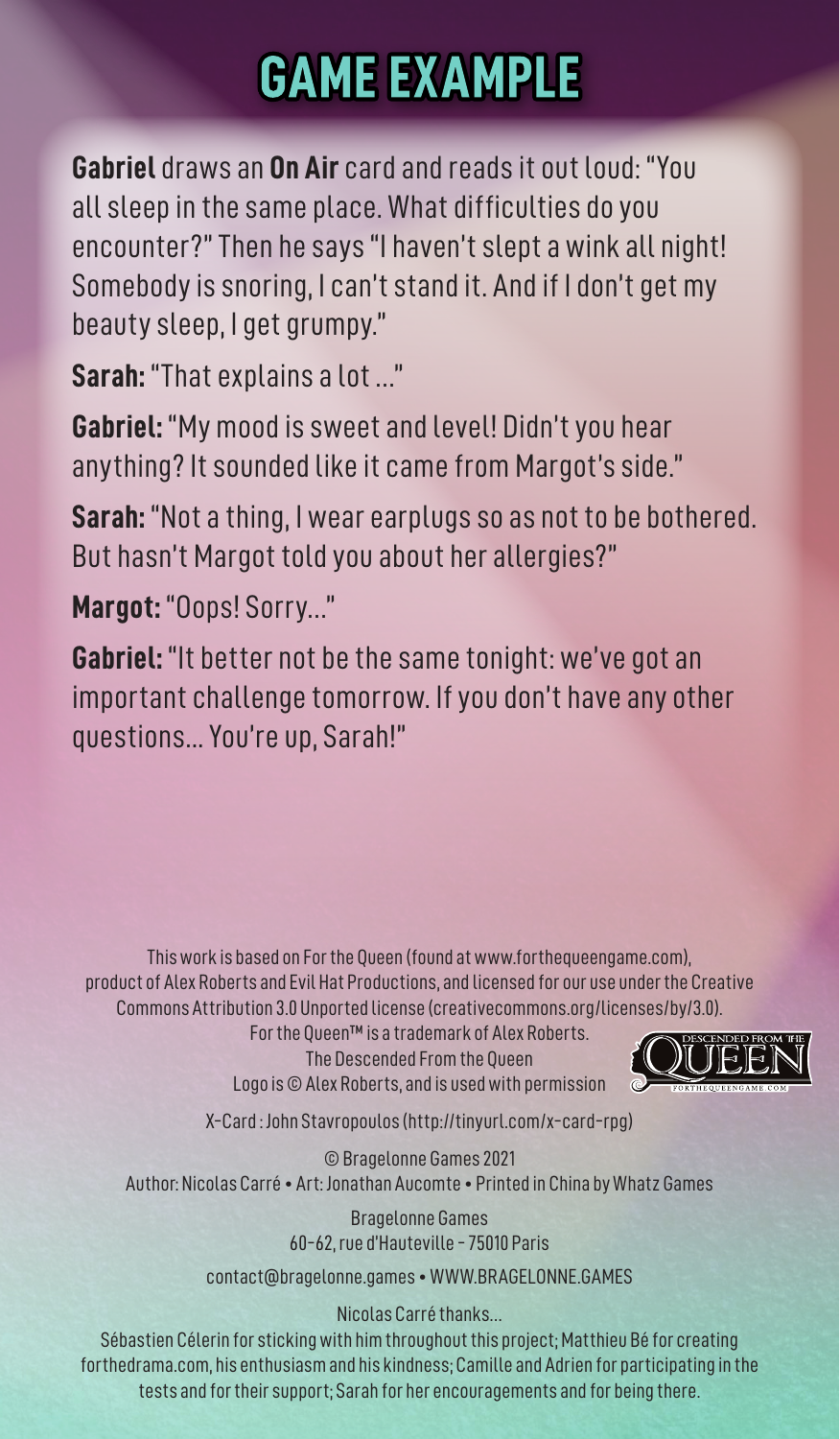# GAME EXAMPLE

**Gabriel** draws an **On Air** card and reads it out loud: "You all sleep in the same place. What difficulties do you encounter?" Then he says "I haven't slept a wink all night! Somebody is snoring, I can't stand it. And if I don't get my beauty sleep, I get grumpy."

**Sarah:** "That explains a lot ..."

**Gabriel:** "My mood is sweet and level! Didn't you hear anything? It sounded like it came from Margot's side."

**Sarah:** "Not a thing, I wear earplugs so as not to be bothered. But hasn't Margot told you about her allergies?"

**Margot:** "Oops! Sorry..."

**Gabriel:** "It better not be the same tonight: we've got an important challenge tomorrow. If you don't have any other questions... You're up, Sarah!"

This work is based on For the Queen (found at www.forthequeengame.com), product of Alex Roberts and Evil Hat Productions, and licensed for our use under the Creative Commons Attribution 3.0 Unported license (creativecommons.org/licenses/by/3.0).
For the Queen™ is a trademark of Alex Roberts.
The Descended From the Queen Logo is © Alex Roberts, and is used with permission

X-Card : John Stavropoulos (http://tinyurl.com/x-card-rpg)

© Bragelonne Games 2021
Author: Nicolas Carré • Art: Jonathan Aucomte • Printed in China by Whatz Games

Bragelonne Games
60-62, rue d'Hauteville - 75010 Paris

contact@bragelonne.games • WWW.BRAGELONNE.GAMES

Nicolas Carré thanks...
Sébastien Célerin for sticking with him throughout this project; Matthieu Bé for creating forthedrama.com, his enthusiasm and his kindness; Camille and Adrien for participating in the tests and for their support; Sarah for her encouragements and for being there.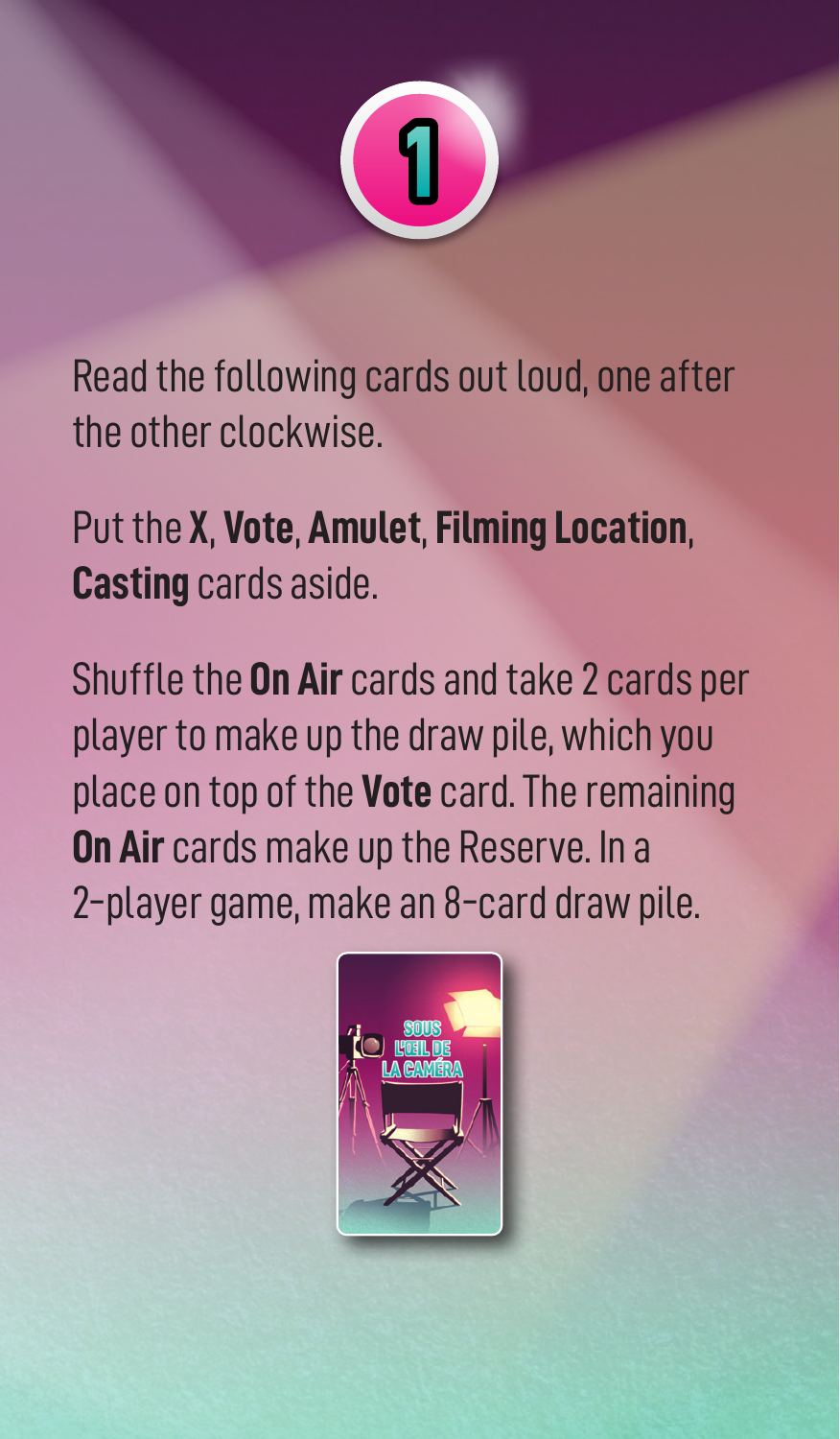1

Read the following cards out loud, one after the other clockwise.

Put the **X**, **Vote**, **Amulet**, **Filming Location**, **Casting** cards aside.

Shuffle the **On Air** cards and take 2 cards per player to make up the draw pile, which you place on top of the **Vote** card. The remaining **On Air** cards make up the Reserve. In a 2-player game, make an 8-card draw pile.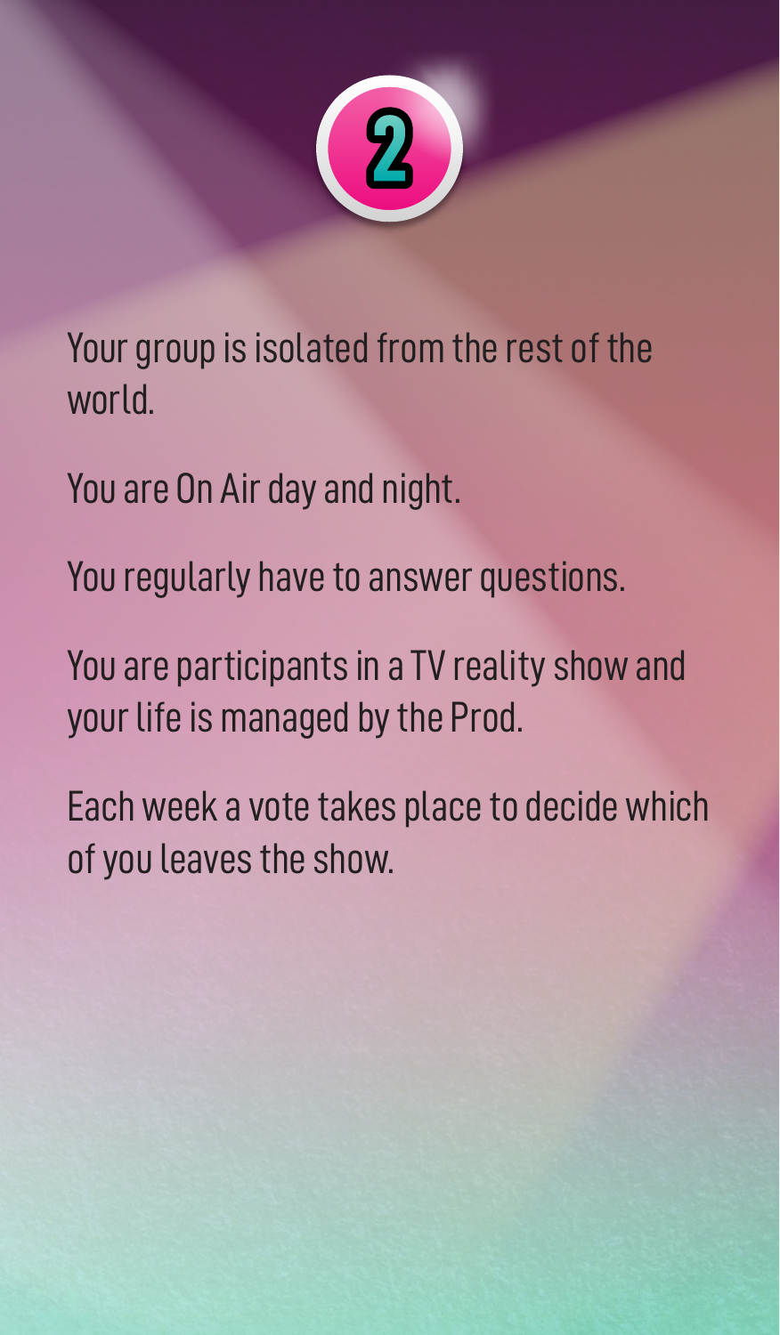# 2

Your group is isolated from the rest of the world.

You are On Air day and night.

You regularly have to answer questions.

You are participants in a TV reality show and your life is managed by the Prod.

Each week a vote takes place to decide which of you leaves the show.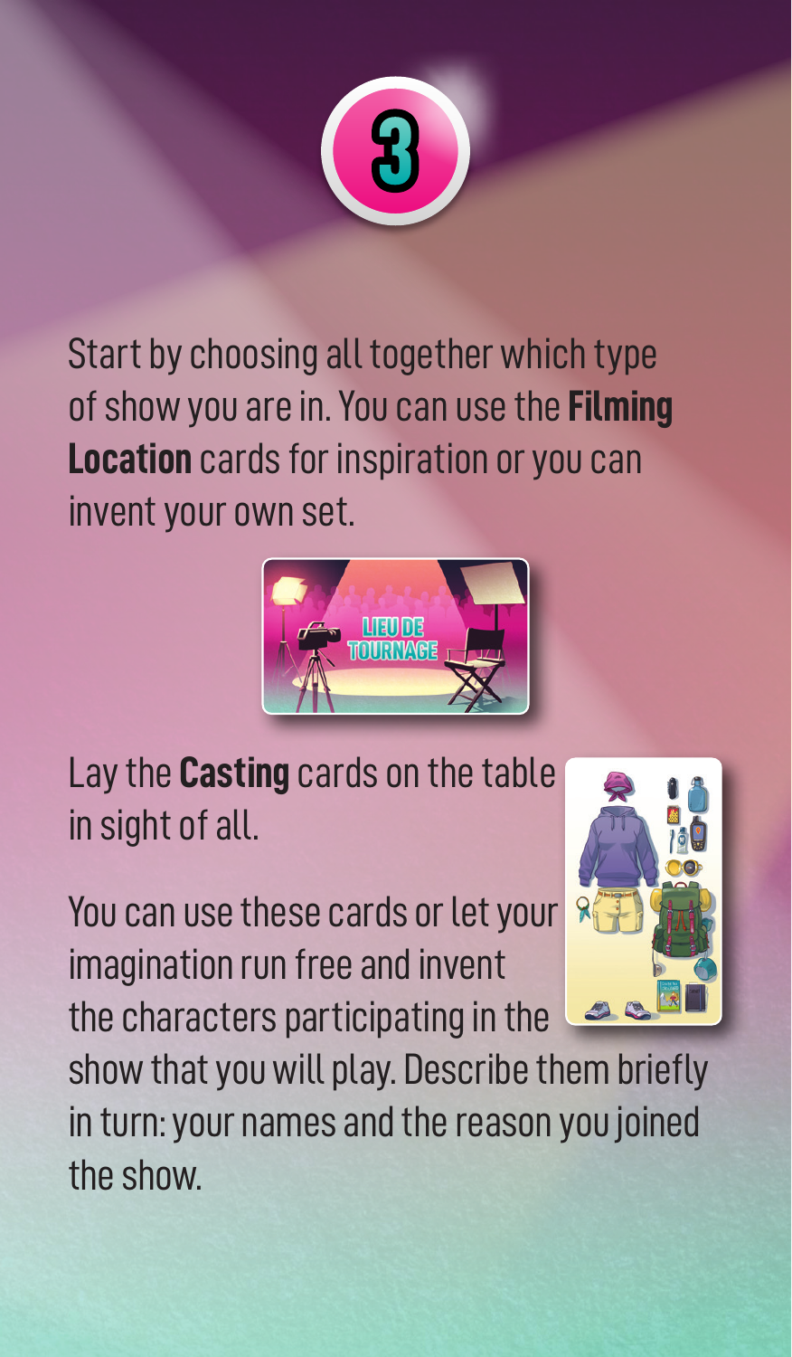# 3

Start by choosing all together which type of show you are in. You can use the **Filming Location** cards for inspiration or you can invent your own set.

Lay the **Casting** cards on the table in sight of all.

You can use these cards or let your imagination run free and invent the characters participating in the show that you will play. Describe them briefly in turn: your names and the reason you joined the show.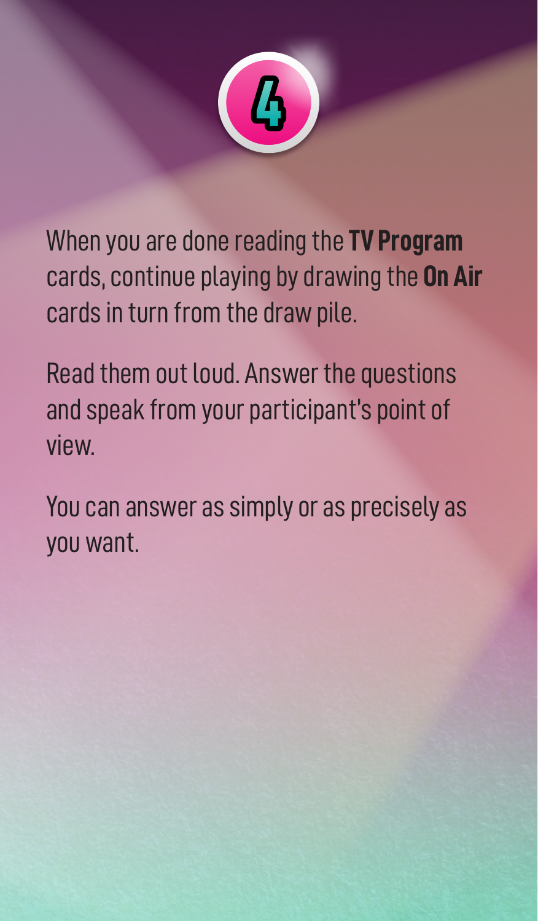# 4

When you are done reading the **TV Program** cards, continue playing by drawing the **On Air** cards in turn from the draw pile.

Read them out loud. Answer the questions and speak from your participant's point of view.

You can answer as simply or as precisely as you want.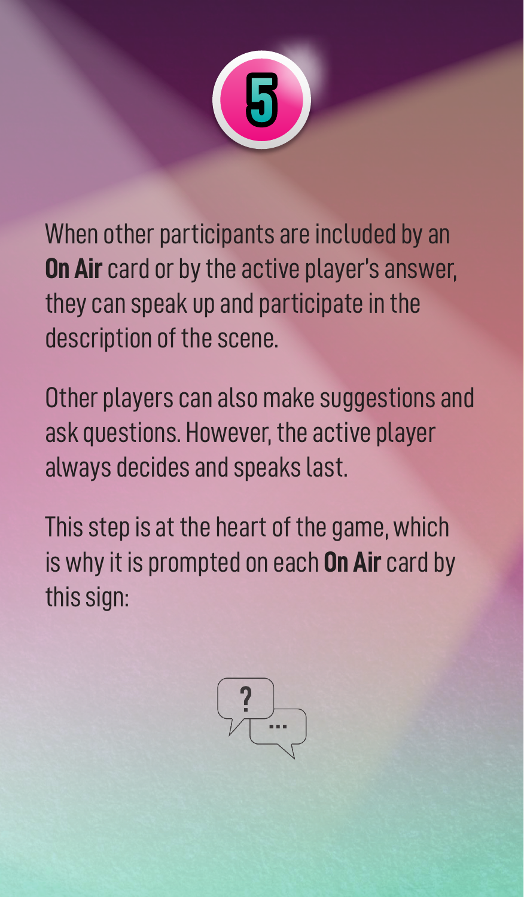# 5

When other participants are included by an **On Air** card or by the active player's answer, they can speak up and participate in the description of the scene.

Other players can also make suggestions and ask questions. However, the active player always decides and speaks last.

This step is at the heart of the game, which is why it is prompted on each **On Air** card by this sign: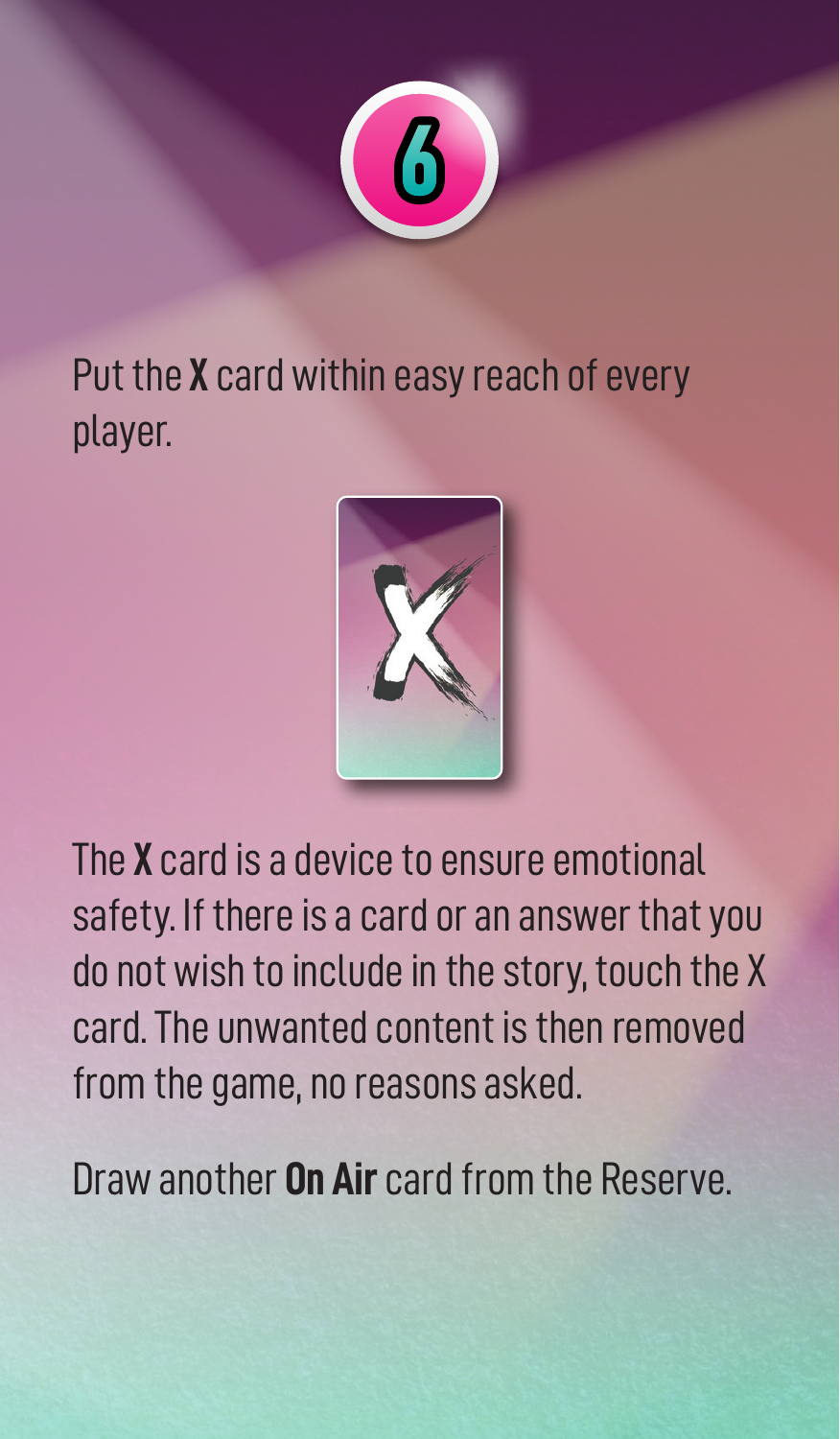# 6

Put the **X** card within easy reach of every player.

The **X** card is a device to ensure emotional safety. If there is a card or an answer that you do not wish to include in the story, touch the X card. The unwanted content is then removed from the game, no reasons asked.

Draw another **On Air** card from the Reserve.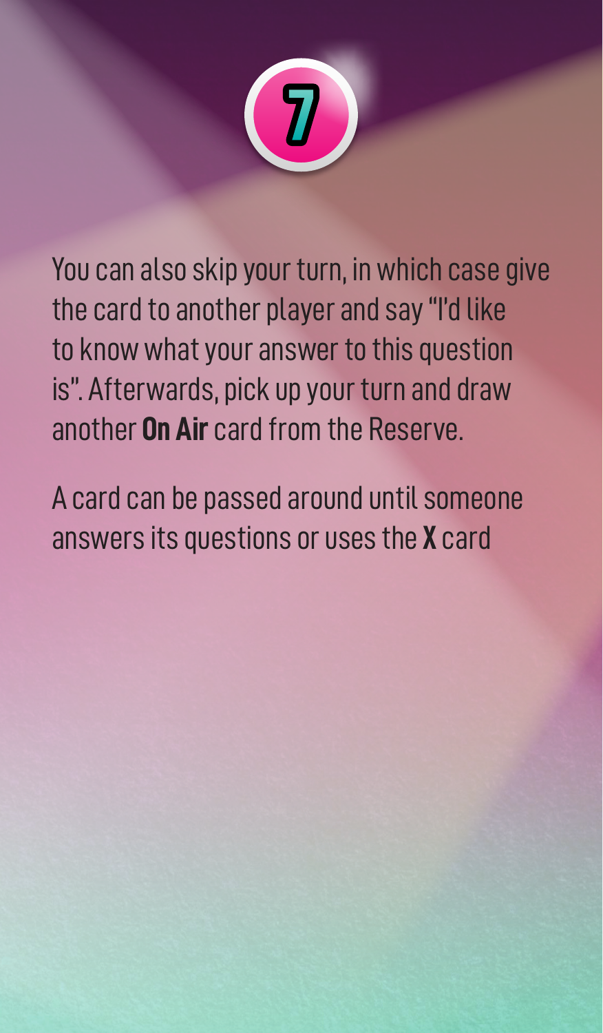7

You can also skip your turn, in which case give the card to another player and say "I'd like to know what your answer to this question is". Afterwards, pick up your turn and draw another **On Air** card from the Reserve.

A card can be passed around until someone answers its questions or uses the **X** card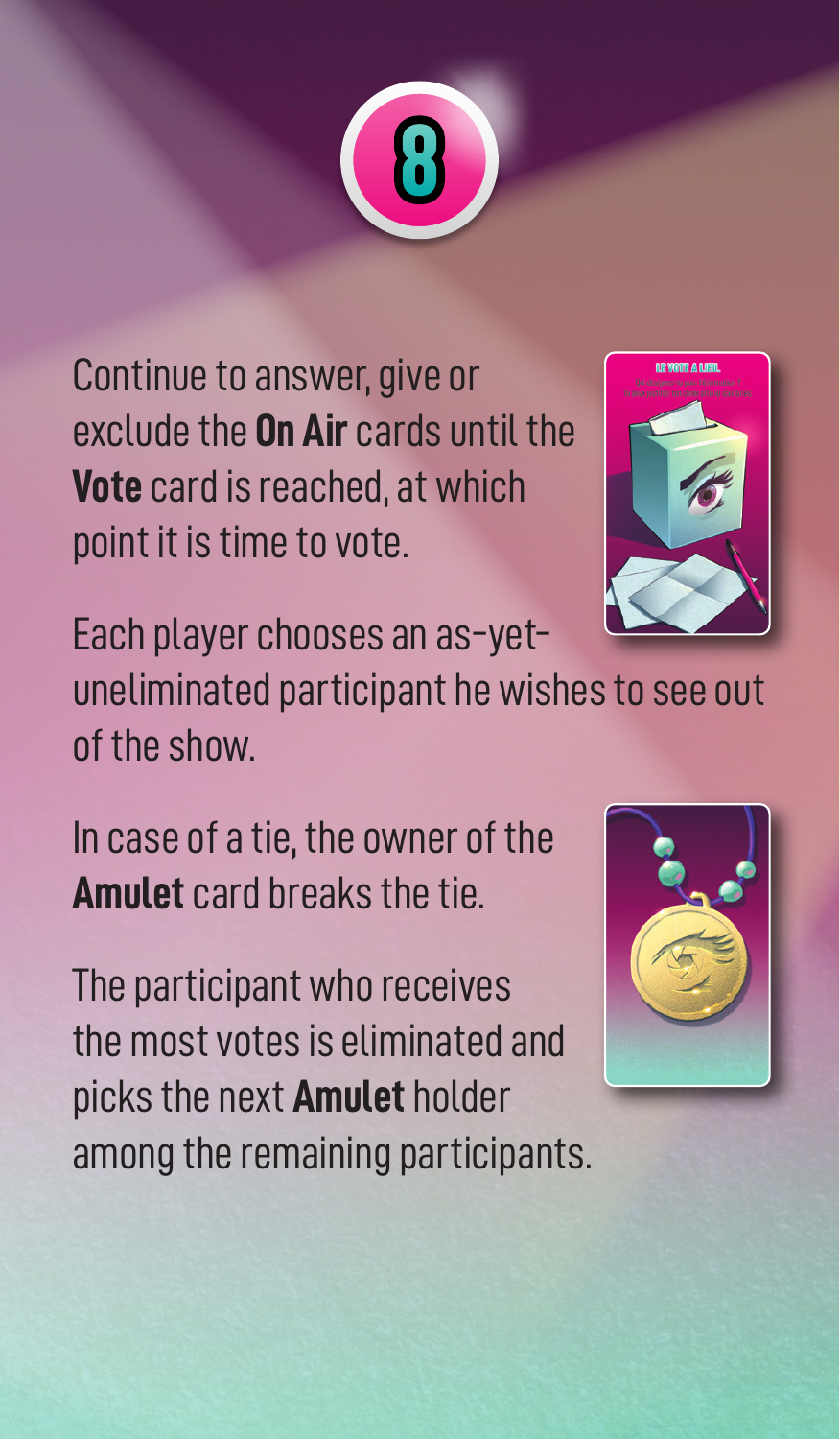# 8

Continue to answer, give or exclude the **On Air** cards until the **Vote** card is reached, at which point it is time to vote.

Each player chooses an as-yet-uneliminated participant he wishes to see out of the show.

In case of a tie, the owner of the **Amulet** card breaks the tie.

The participant who receives the most votes is eliminated and picks the next **Amulet** holder among the remaining participants.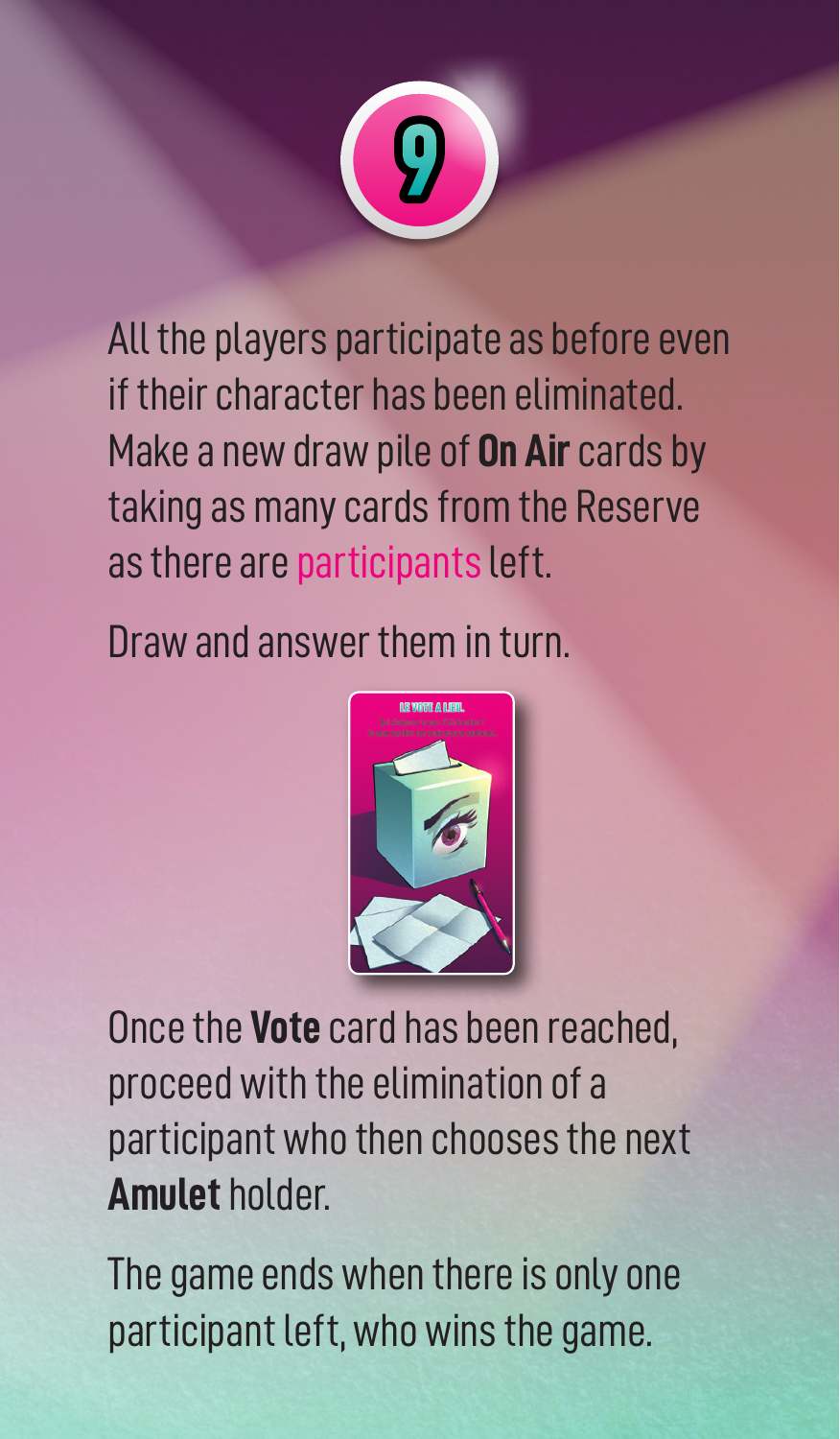# 9

All the players participate as before even if their character has been eliminated. Make a new draw pile of **On Air** cards by taking as many cards from the Reserve as there are participants left.

Draw and answer them in turn.

Once the **Vote** card has been reached, proceed with the elimination of a participant who then chooses the next **Amulet** holder.

The game ends when there is only one participant left, who wins the game.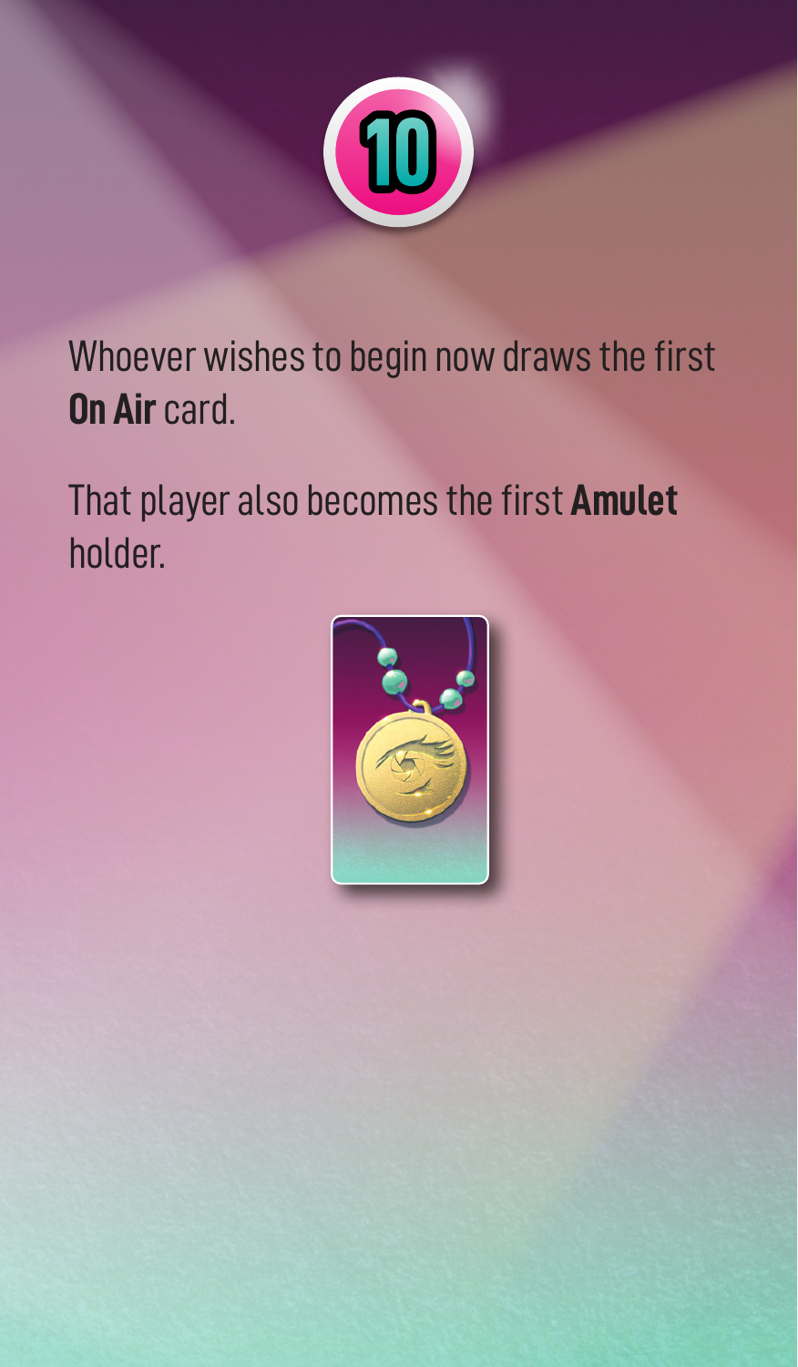10

Whoever wishes to begin now draws the first **On Air** card.

That player also becomes the first **Amulet** holder.